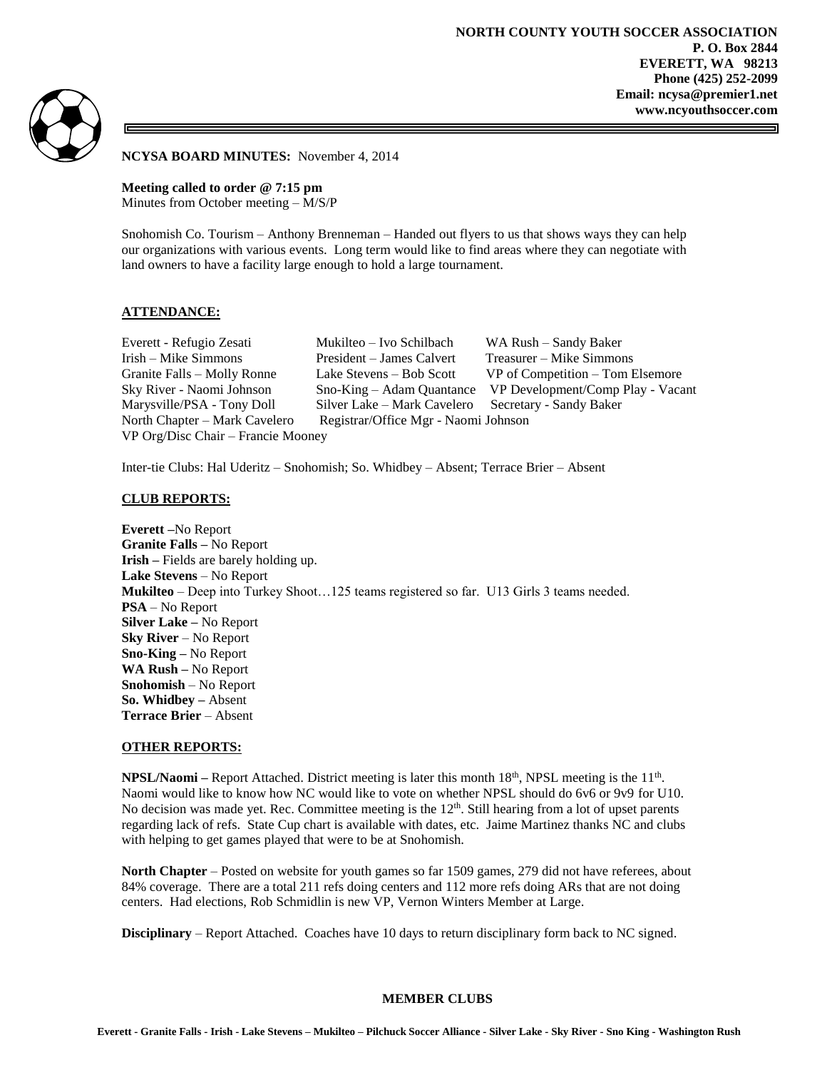**NORTH COUNTY YOUTH SOCCER ASSOCIATION**
**P. O. Box 2844**
**EVERETT, WA 98213**
**Phone (425) 252-2099**
**Email: ncysa@premier1.net**
**www.ncyouthsoccer.com**

**NCYSA BOARD MINUTES:** November 4, 2014

**Meeting called to order @ 7:15 pm**
Minutes from October meeting – M/S/P

Snohomish Co. Tourism – Anthony Brenneman – Handed out flyers to us that shows ways they can help our organizations with various events. Long term would like to find areas where they can negotiate with land owners to have a facility large enough to hold a large tournament.

## ATTENDANCE:

| | | |
|---|---|---|
| Everett - Refugio Zesati | Mukilteo – Ivo Schilbach | WA Rush – Sandy Baker |
| Irish – Mike Simmons | President – James Calvert | Treasurer – Mike Simmons |
| Granite Falls – Molly Ronne | Lake Stevens – Bob Scott | VP of Competition – Tom Elsemore |
| Sky River - Naomi Johnson | Sno-King – Adam Quantance | VP Development/Comp Play - Vacant |
| Marysville/PSA - Tony Doll | Silver Lake – Mark Cavelero | Secretary - Sandy Baker |
| North Chapter – Mark Cavelero | Registrar/Office Mgr - Naomi Johnson | |
| VP Org/Disc Chair – Francie Mooney | | |

Inter-tie Clubs: Hal Uderitz – Snohomish; So. Whidbey – Absent; Terrace Brier – Absent

## CLUB REPORTS:

**Everett –**No Report
**Granite Falls –** No Report
**Irish –** Fields are barely holding up.
**Lake Stevens** – No Report
**Mukilteo** – Deep into Turkey Shoot…125 teams registered so far. U13 Girls 3 teams needed.
**PSA** – No Report
**Silver Lake –** No Report
**Sky River** – No Report
**Sno-King –** No Report
**WA Rush –** No Report
**Snohomish** – No Report
**So. Whidbey –** Absent
**Terrace Brier** – Absent

## OTHER REPORTS:

**NPSL/Naomi –** Report Attached. District meeting is later this month 18th, NPSL meeting is the 11th. Naomi would like to know how NC would like to vote on whether NPSL should do 6v6 or 9v9 for U10. No decision was made yet. Rec. Committee meeting is the 12th. Still hearing from a lot of upset parents regarding lack of refs. State Cup chart is available with dates, etc. Jaime Martinez thanks NC and clubs with helping to get games played that were to be at Snohomish.

**North Chapter** – Posted on website for youth games so far 1509 games, 279 did not have referees, about 84% coverage. There are a total 211 refs doing centers and 112 more refs doing ARs that are not doing centers. Had elections, Rob Schmidlin is new VP, Vernon Winters Member at Large.

**Disciplinary** – Report Attached. Coaches have 10 days to return disciplinary form back to NC signed.

**MEMBER CLUBS**

**Everett - Granite Falls - Irish - Lake Stevens – Mukilteo – Pilchuck Soccer Alliance - Silver Lake - Sky River - Sno King - Washington Rush**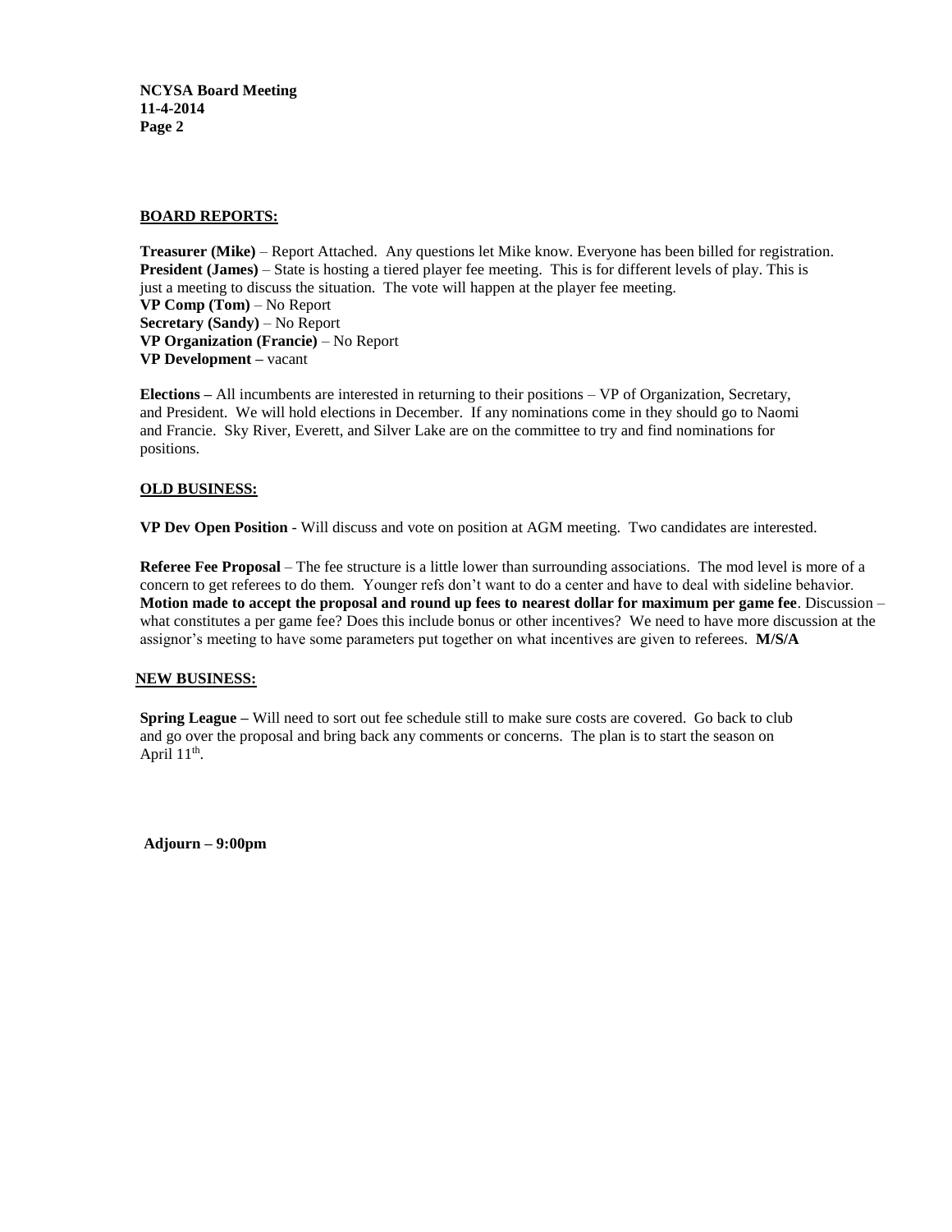**BOARD REPORTS:**

**Treasurer (Mike)** – Report Attached. Any questions let Mike know. Everyone has been billed for registration.
**President (James)** – State is hosting a tiered player fee meeting. This is for different levels of play. This is just a meeting to discuss the situation. The vote will happen at the player fee meeting.
**VP Comp (Tom)** – No Report
**Secretary (Sandy)** – No Report
**VP Organization (Francie)** – No Report
**VP Development –** vacant

**Elections –** All incumbents are interested in returning to their positions – VP of Organization, Secretary, and President. We will hold elections in December. If any nominations come in they should go to Naomi and Francie. Sky River, Everett, and Silver Lake are on the committee to try and find nominations for positions.

**OLD BUSINESS:**

**VP Dev Open Position** - Will discuss and vote on position at AGM meeting. Two candidates are interested.

**Referee Fee Proposal** – The fee structure is a little lower than surrounding associations. The mod level is more of a concern to get referees to do them. Younger refs don't want to do a center and have to deal with sideline behavior. **Motion made to accept the proposal and round up fees to nearest dollar for maximum per game fee**. Discussion – what constitutes a per game fee? Does this include bonus or other incentives? We need to have more discussion at the assignor's meeting to have some parameters put together on what incentives are given to referees. **M/S/A**

**NEW BUSINESS:**

**Spring League –** Will need to sort out fee schedule still to make sure costs are covered. Go back to club and go over the proposal and bring back any comments or concerns. The plan is to start the season on April 11th.

**Adjourn – 9:00pm**